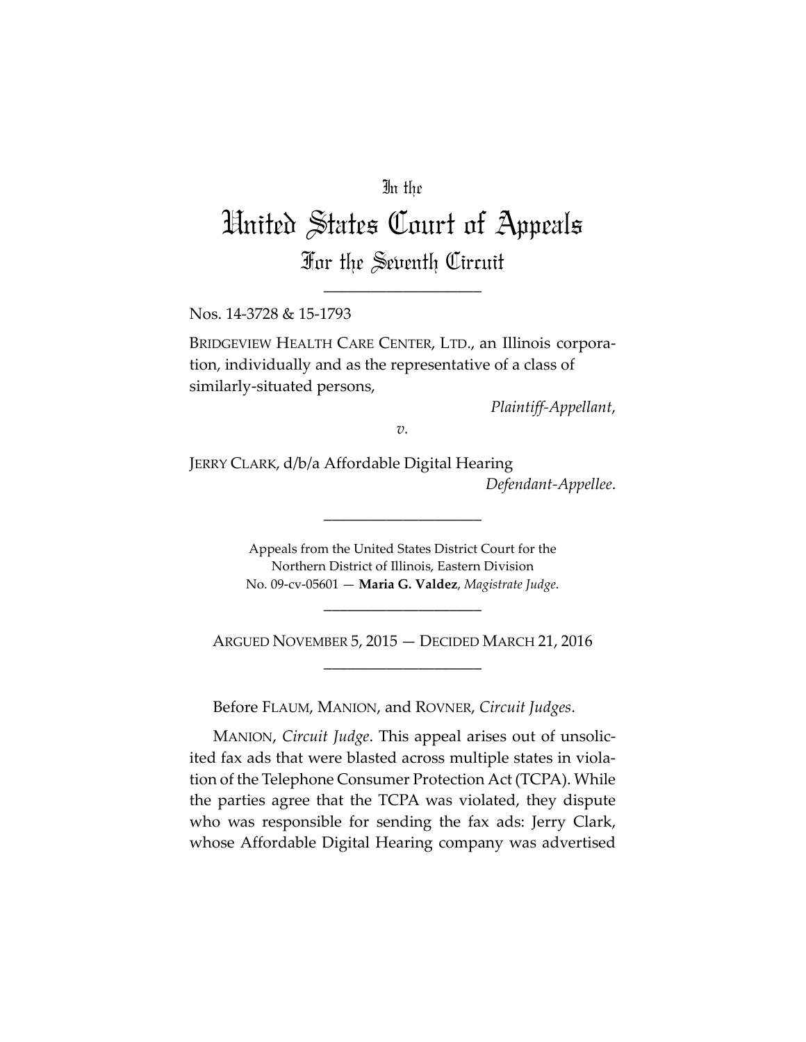In the

# United States Court of Appeals

## For the Seventh Circuit

---

Nos. 14-3728 & 15-1793

BRIDGEVIEW HEALTH CARE CENTER, LTD., an Illinois corporation, individually and as the representative of a class of similarly-situated persons,

*Plaintiff-Appellant*,

*v.*

JERRY CLARK, d/b/a Affordable Digital Hearing

*Defendant-Appellee*.

---

Appeals from the United States District Court for the Northern District of Illinois, Eastern Division
No. 09-cv-05601 — **Maria G. Valdez**, *Magistrate Judge*.

---

ARGUED NOVEMBER 5, 2015 — DECIDED MARCH 21, 2016

---

Before FLAUM, MANION, and ROVNER, *Circuit Judges*.

MANION, *Circuit Judge*. This appeal arises out of unsolicited fax ads that were blasted across multiple states in violation of the Telephone Consumer Protection Act (TCPA). While the parties agree that the TCPA was violated, they dispute who was responsible for sending the fax ads: Jerry Clark, whose Affordable Digital Hearing company was advertised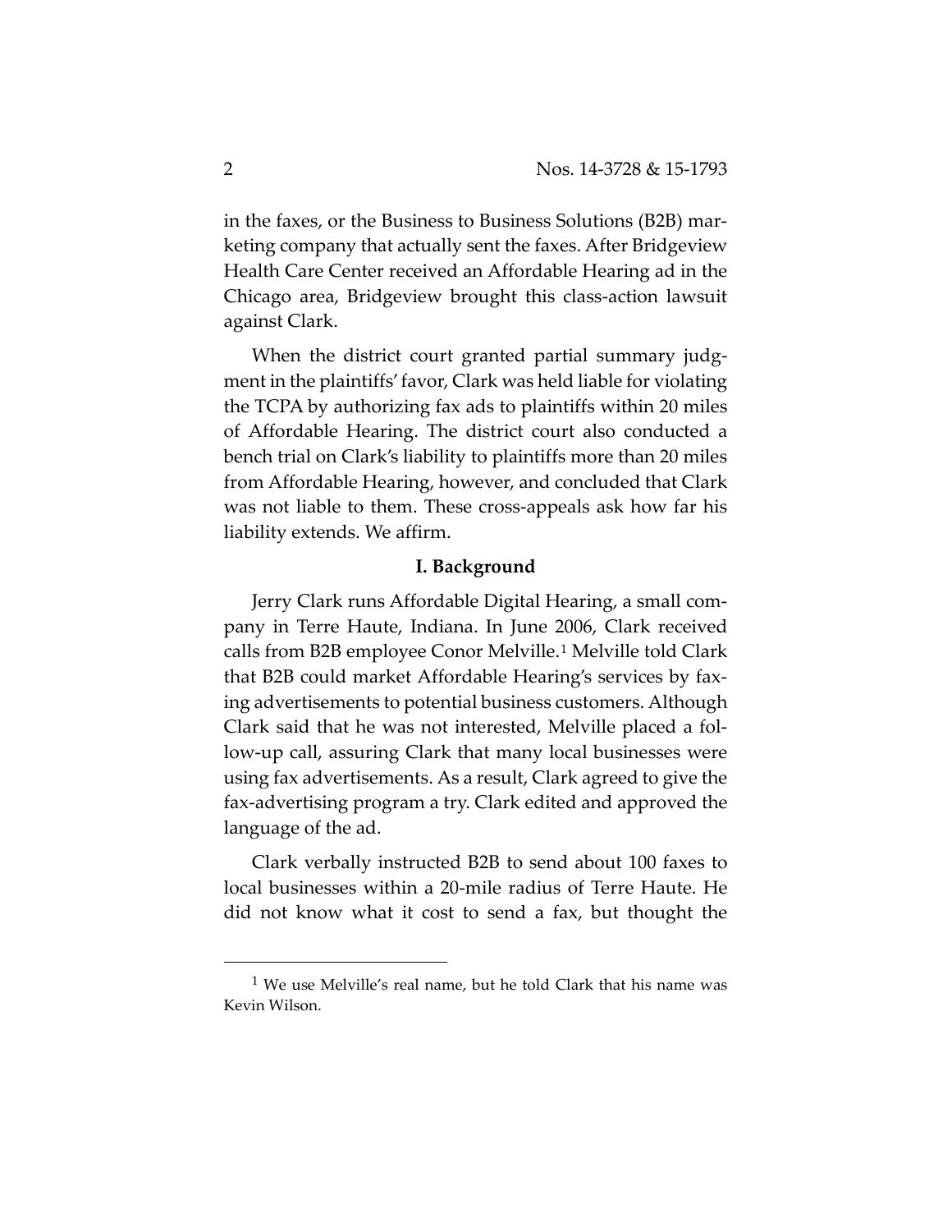in the faxes, or the Business to Business Solutions (B2B) marketing company that actually sent the faxes. After Bridgeview Health Care Center received an Affordable Hearing ad in the Chicago area, Bridgeview brought this class-action lawsuit against Clark.

When the district court granted partial summary judgment in the plaintiffs' favor, Clark was held liable for violating the TCPA by authorizing fax ads to plaintiffs within 20 miles of Affordable Hearing. The district court also conducted a bench trial on Clark's liability to plaintiffs more than 20 miles from Affordable Hearing, however, and concluded that Clark was not liable to them. These cross-appeals ask how far his liability extends. We affirm.

## I. Background

Jerry Clark runs Affordable Digital Hearing, a small company in Terre Haute, Indiana. In June 2006, Clark received calls from B2B employee Conor Melville.[1] Melville told Clark that B2B could market Affordable Hearing's services by faxing advertisements to potential business customers. Although Clark said that he was not interested, Melville placed a follow-up call, assuring Clark that many local businesses were using fax advertisements. As a result, Clark agreed to give the fax-advertising program a try. Clark edited and approved the language of the ad.

Clark verbally instructed B2B to send about 100 faxes to local businesses within a 20-mile radius of Terre Haute. He did not know what it cost to send a fax, but thought the

[1] We use Melville's real name, but he told Clark that his name was Kevin Wilson.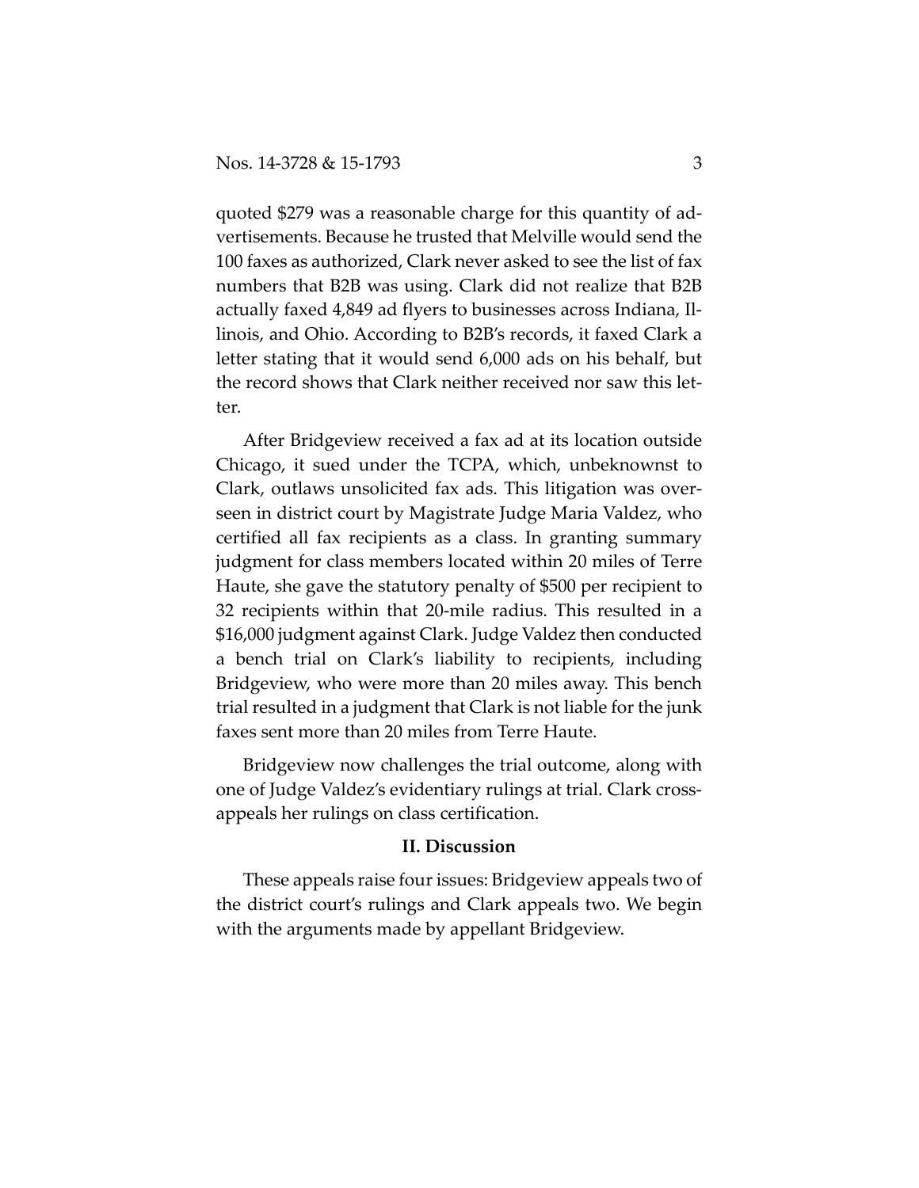quoted $279 was a reasonable charge for this quantity of advertisements. Because he trusted that Melville would send the 100 faxes as authorized, Clark never asked to see the list of fax numbers that B2B was using. Clark did not realize that B2B actually faxed 4,849 ad flyers to businesses across Indiana, Illinois, and Ohio. According to B2B's records, it faxed Clark a letter stating that it would send 6,000 ads on his behalf, but the record shows that Clark neither received nor saw this letter.

After Bridgeview received a fax ad at its location outside Chicago, it sued under the TCPA, which, unbeknownst to Clark, outlaws unsolicited fax ads. This litigation was overseen in district court by Magistrate Judge Maria Valdez, who certified all fax recipients as a class. In granting summary judgment for class members located within 20 miles of Terre Haute, she gave the statutory penalty of $500 per recipient to 32 recipients within that 20-mile radius. This resulted in a $16,000 judgment against Clark. Judge Valdez then conducted a bench trial on Clark's liability to recipients, including Bridgeview, who were more than 20 miles away. This bench trial resulted in a judgment that Clark is not liable for the junk faxes sent more than 20 miles from Terre Haute.

Bridgeview now challenges the trial outcome, along with one of Judge Valdez's evidentiary rulings at trial. Clark cross-appeals her rulings on class certification.

## II. Discussion

These appeals raise four issues: Bridgeview appeals two of the district court's rulings and Clark appeals two. We begin with the arguments made by appellant Bridgeview.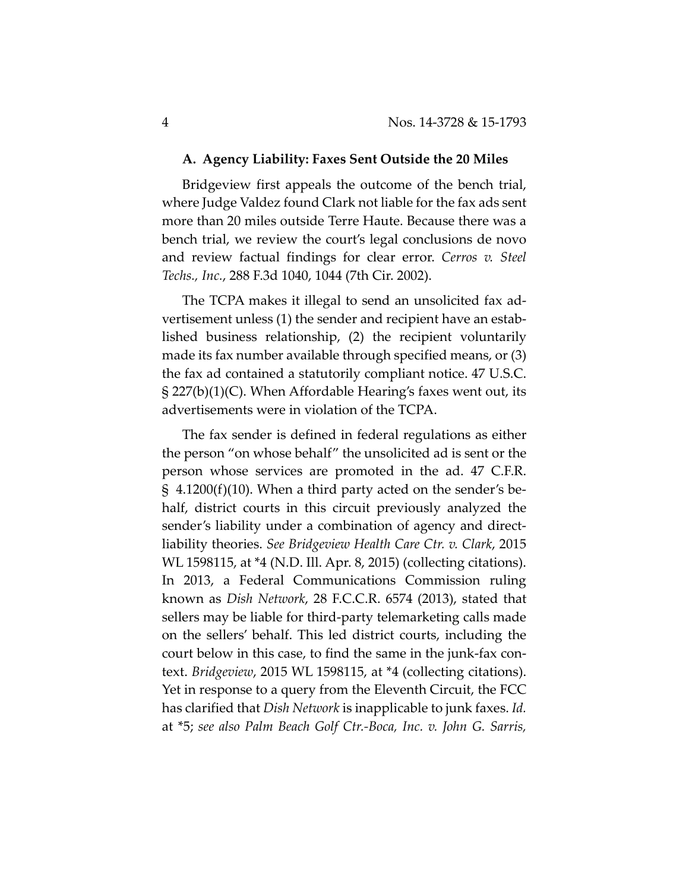### A. Agency Liability: Faxes Sent Outside the 20 Miles

Bridgeview first appeals the outcome of the bench trial, where Judge Valdez found Clark not liable for the fax ads sent more than 20 miles outside Terre Haute. Because there was a bench trial, we review the court's legal conclusions de novo and review factual findings for clear error. *Cerros v. Steel Techs., Inc.*, 288 F.3d 1040, 1044 (7th Cir. 2002).

The TCPA makes it illegal to send an unsolicited fax advertisement unless (1) the sender and recipient have an established business relationship, (2) the recipient voluntarily made its fax number available through specified means, or (3) the fax ad contained a statutorily compliant notice. 47 U.S.C. § 227(b)(1)(C). When Affordable Hearing's faxes went out, its advertisements were in violation of the TCPA.

The fax sender is defined in federal regulations as either the person "on whose behalf" the unsolicited ad is sent or the person whose services are promoted in the ad. 47 C.F.R. § 4.1200(f)(10). When a third party acted on the sender's behalf, district courts in this circuit previously analyzed the sender's liability under a combination of agency and direct-liability theories. *See Bridgeview Health Care Ctr. v. Clark*, 2015 WL 1598115, at *4 (N.D. Ill. Apr. 8, 2015) (collecting citations). In 2013, a Federal Communications Commission ruling known as *Dish Network*, 28 F.C.C.R. 6574 (2013), stated that sellers may be liable for third-party telemarketing calls made on the sellers' behalf. This led district courts, including the court below in this case, to find the same in the junk-fax context. *Bridgeview*, 2015 WL 1598115, at *4 (collecting citations). Yet in response to a query from the Eleventh Circuit, the FCC has clarified that *Dish Network* is inapplicable to junk faxes. *Id.* at *5; *see also Palm Beach Golf Ctr.-Boca, Inc. v. John G. Sarris,*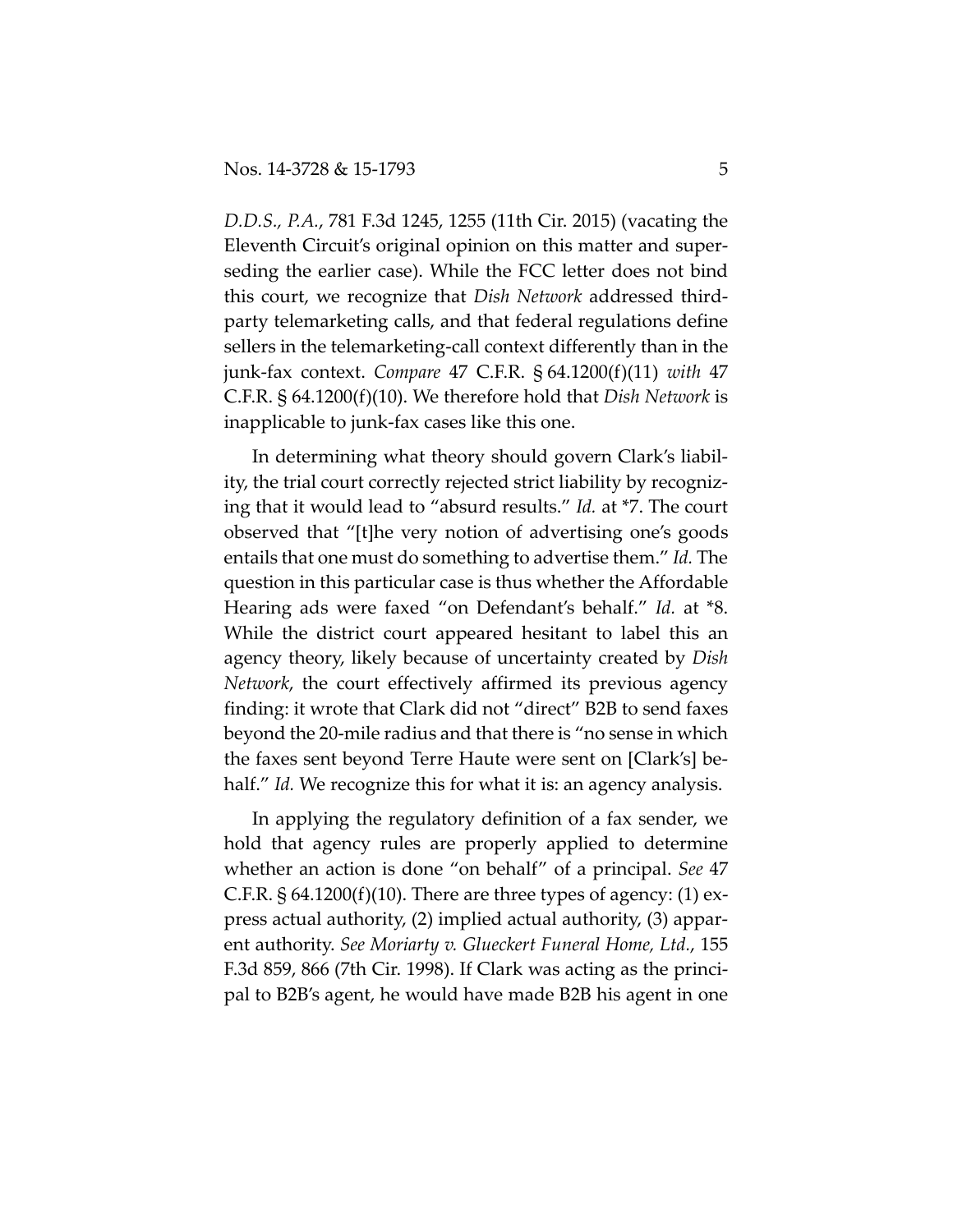*D.D.S., P.A.*, 781 F.3d 1245, 1255 (11th Cir. 2015) (vacating the Eleventh Circuit's original opinion on this matter and superseding the earlier case). While the FCC letter does not bind this court, we recognize that *Dish Network* addressed third-party telemarketing calls, and that federal regulations define sellers in the telemarketing-call context differently than in the junk-fax context. *Compare* 47 C.F.R. § 64.1200(f)(11) *with* 47 C.F.R. § 64.1200(f)(10). We therefore hold that *Dish Network* is inapplicable to junk-fax cases like this one.

In determining what theory should govern Clark's liability, the trial court correctly rejected strict liability by recognizing that it would lead to "absurd results." *Id.* at *7. The court observed that "[t]he very notion of advertising one's goods entails that one must do something to advertise them." *Id.* The question in this particular case is thus whether the Affordable Hearing ads were faxed "on Defendant's behalf." *Id.* at *8. While the district court appeared hesitant to label this an agency theory, likely because of uncertainty created by *Dish Network*, the court effectively affirmed its previous agency finding: it wrote that Clark did not "direct" B2B to send faxes beyond the 20-mile radius and that there is "no sense in which the faxes sent beyond Terre Haute were sent on [Clark's] behalf." *Id.* We recognize this for what it is: an agency analysis.

In applying the regulatory definition of a fax sender, we hold that agency rules are properly applied to determine whether an action is done "on behalf" of a principal. *See* 47 C.F.R. § 64.1200(f)(10). There are three types of agency: (1) express actual authority, (2) implied actual authority, (3) apparent authority. *See Moriarty v. Glueckert Funeral Home, Ltd.*, 155 F.3d 859, 866 (7th Cir. 1998). If Clark was acting as the principal to B2B's agent, he would have made B2B his agent in one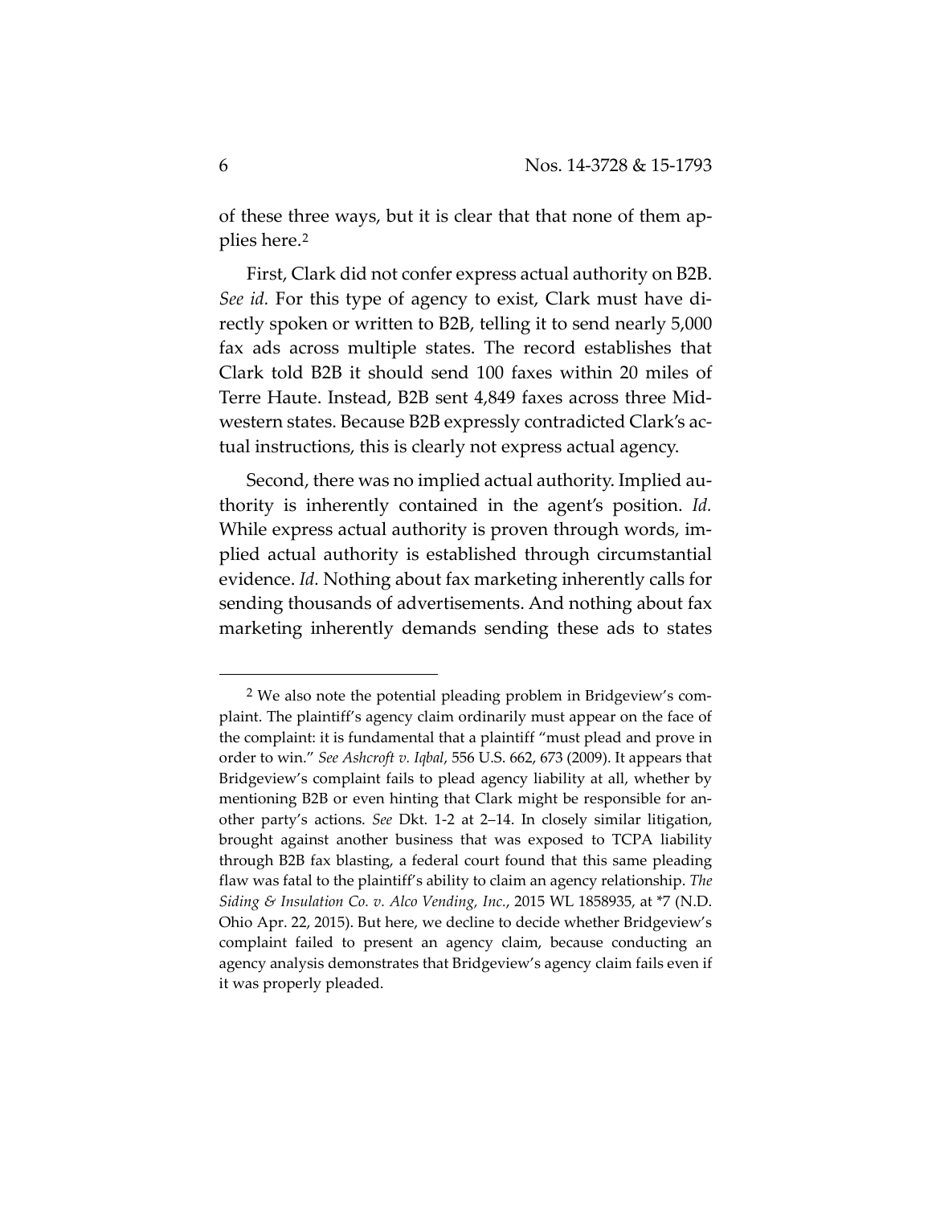of these three ways, but it is clear that that none of them applies here.[2]

First, Clark did not confer express actual authority on B2B. *See id.* For this type of agency to exist, Clark must have directly spoken or written to B2B, telling it to send nearly 5,000 fax ads across multiple states. The record establishes that Clark told B2B it should send 100 faxes within 20 miles of Terre Haute. Instead, B2B sent 4,849 faxes across three Midwestern states. Because B2B expressly contradicted Clark's actual instructions, this is clearly not express actual agency.

Second, there was no implied actual authority. Implied authority is inherently contained in the agent's position. *Id.* While express actual authority is proven through words, implied actual authority is established through circumstantial evidence. *Id.* Nothing about fax marketing inherently calls for sending thousands of advertisements. And nothing about fax marketing inherently demands sending these ads to states

---

[2] We also note the potential pleading problem in Bridgeview's complaint. The plaintiff's agency claim ordinarily must appear on the face of the complaint: it is fundamental that a plaintiff "must plead and prove in order to win." *See Ashcroft v. Iqbal*, 556 U.S. 662, 673 (2009). It appears that Bridgeview's complaint fails to plead agency liability at all, whether by mentioning B2B or even hinting that Clark might be responsible for another party's actions. *See* Dkt. 1-2 at 2–14. In closely similar litigation, brought against another business that was exposed to TCPA liability through B2B fax blasting, a federal court found that this same pleading flaw was fatal to the plaintiff's ability to claim an agency relationship. *The Siding & Insulation Co. v. Alco Vending, Inc.*, 2015 WL 1858935, at *7 (N.D. Ohio Apr. 22, 2015). But here, we decline to decide whether Bridgeview's complaint failed to present an agency claim, because conducting an agency analysis demonstrates that Bridgeview's agency claim fails even if it was properly pleaded.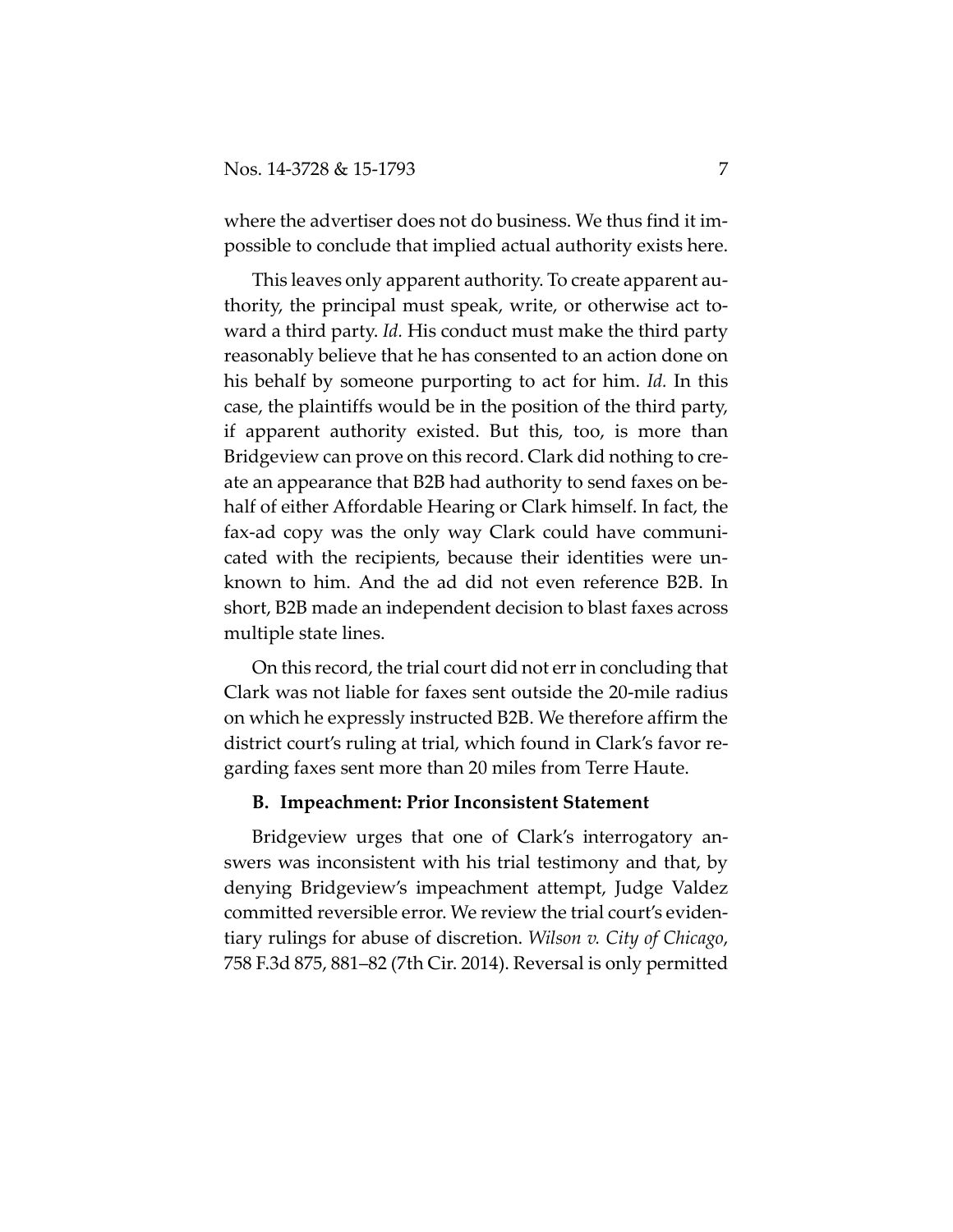where the advertiser does not do business. We thus find it impossible to conclude that implied actual authority exists here.

This leaves only apparent authority. To create apparent authority, the principal must speak, write, or otherwise act toward a third party. *Id.* His conduct must make the third party reasonably believe that he has consented to an action done on his behalf by someone purporting to act for him. *Id.* In this case, the plaintiffs would be in the position of the third party, if apparent authority existed. But this, too, is more than Bridgeview can prove on this record. Clark did nothing to create an appearance that B2B had authority to send faxes on behalf of either Affordable Hearing or Clark himself. In fact, the fax-ad copy was the only way Clark could have communicated with the recipients, because their identities were unknown to him. And the ad did not even reference B2B. In short, B2B made an independent decision to blast faxes across multiple state lines.

On this record, the trial court did not err in concluding that Clark was not liable for faxes sent outside the 20-mile radius on which he expressly instructed B2B. We therefore affirm the district court's ruling at trial, which found in Clark's favor regarding faxes sent more than 20 miles from Terre Haute.

### B. Impeachment: Prior Inconsistent Statement

Bridgeview urges that one of Clark's interrogatory answers was inconsistent with his trial testimony and that, by denying Bridgeview's impeachment attempt, Judge Valdez committed reversible error. We review the trial court's evidentiary rulings for abuse of discretion. *Wilson v. City of Chicago*, 758 F.3d 875, 881–82 (7th Cir. 2014). Reversal is only permitted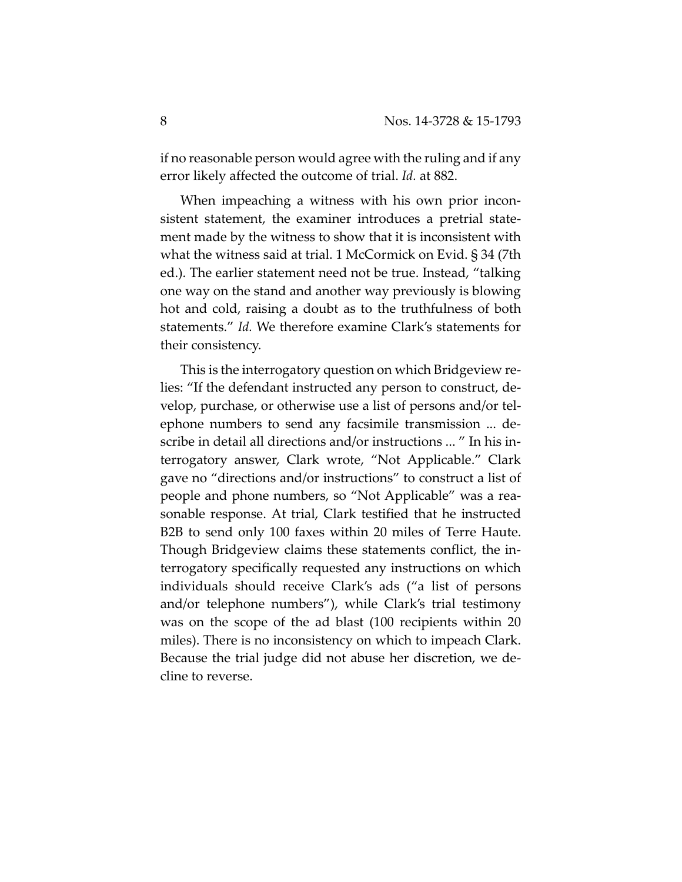if no reasonable person would agree with the ruling and if any error likely affected the outcome of trial. *Id.* at 882.

When impeaching a witness with his own prior inconsistent statement, the examiner introduces a pretrial statement made by the witness to show that it is inconsistent with what the witness said at trial. 1 McCormick on Evid. § 34 (7th ed.). The earlier statement need not be true. Instead, "talking one way on the stand and another way previously is blowing hot and cold, raising a doubt as to the truthfulness of both statements." *Id.* We therefore examine Clark's statements for their consistency.

This is the interrogatory question on which Bridgeview relies: "If the defendant instructed any person to construct, develop, purchase, or otherwise use a list of persons and/or telephone numbers to send any facsimile transmission ... describe in detail all directions and/or instructions ... " In his interrogatory answer, Clark wrote, "Not Applicable." Clark gave no "directions and/or instructions" to construct a list of people and phone numbers, so "Not Applicable" was a reasonable response. At trial, Clark testified that he instructed B2B to send only 100 faxes within 20 miles of Terre Haute. Though Bridgeview claims these statements conflict, the interrogatory specifically requested any instructions on which individuals should receive Clark's ads ("a list of persons and/or telephone numbers"), while Clark's trial testimony was on the scope of the ad blast (100 recipients within 20 miles). There is no inconsistency on which to impeach Clark. Because the trial judge did not abuse her discretion, we decline to reverse.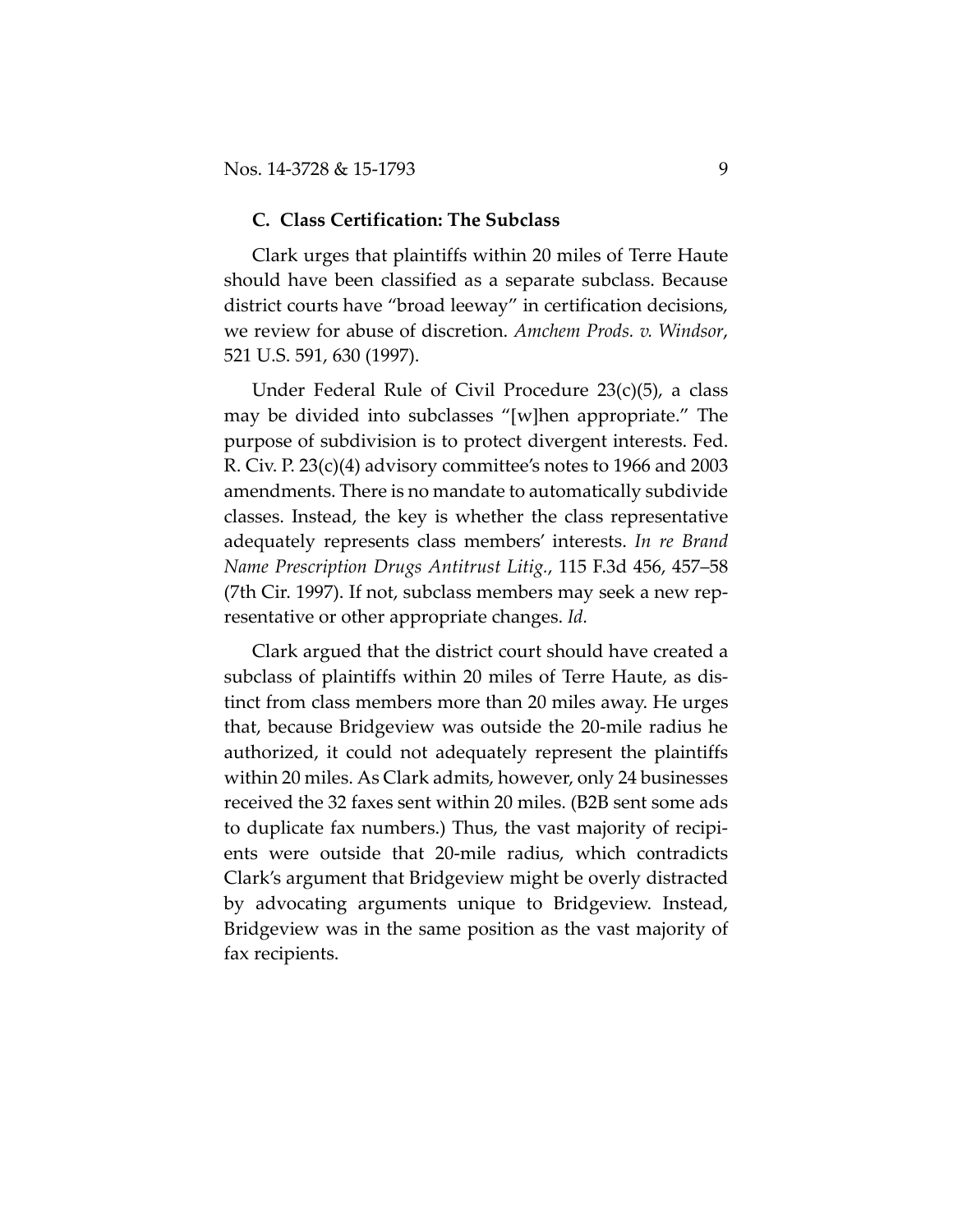### C. Class Certification: The Subclass

Clark urges that plaintiffs within 20 miles of Terre Haute should have been classified as a separate subclass. Because district courts have "broad leeway" in certification decisions, we review for abuse of discretion. *Amchem Prods. v. Windsor*, 521 U.S. 591, 630 (1997).

Under Federal Rule of Civil Procedure 23(c)(5), a class may be divided into subclasses "[w]hen appropriate." The purpose of subdivision is to protect divergent interests. Fed. R. Civ. P. 23(c)(4) advisory committee's notes to 1966 and 2003 amendments. There is no mandate to automatically subdivide classes. Instead, the key is whether the class representative adequately represents class members' interests. *In re Brand Name Prescription Drugs Antitrust Litig.*, 115 F.3d 456, 457–58 (7th Cir. 1997). If not, subclass members may seek a new representative or other appropriate changes. *Id.*

Clark argued that the district court should have created a subclass of plaintiffs within 20 miles of Terre Haute, as distinct from class members more than 20 miles away. He urges that, because Bridgeview was outside the 20-mile radius he authorized, it could not adequately represent the plaintiffs within 20 miles. As Clark admits, however, only 24 businesses received the 32 faxes sent within 20 miles. (B2B sent some ads to duplicate fax numbers.) Thus, the vast majority of recipients were outside that 20-mile radius, which contradicts Clark's argument that Bridgeview might be overly distracted by advocating arguments unique to Bridgeview. Instead, Bridgeview was in the same position as the vast majority of fax recipients.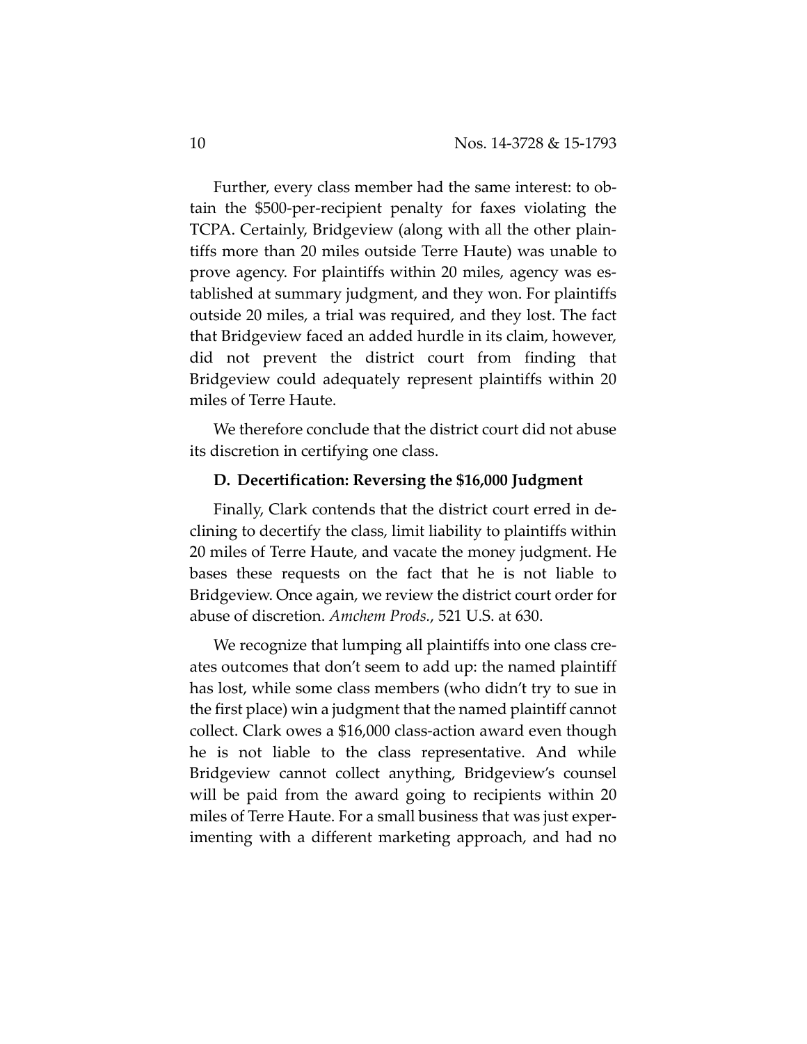Further, every class member had the same interest: to obtain the $500-per-recipient penalty for faxes violating the TCPA. Certainly, Bridgeview (along with all the other plaintiffs more than 20 miles outside Terre Haute) was unable to prove agency. For plaintiffs within 20 miles, agency was established at summary judgment, and they won. For plaintiffs outside 20 miles, a trial was required, and they lost. The fact that Bridgeview faced an added hurdle in its claim, however, did not prevent the district court from finding that Bridgeview could adequately represent plaintiffs within 20 miles of Terre Haute.

We therefore conclude that the district court did not abuse its discretion in certifying one class.

### D. Decertification: Reversing the $16,000 Judgment

Finally, Clark contends that the district court erred in declining to decertify the class, limit liability to plaintiffs within 20 miles of Terre Haute, and vacate the money judgment. He bases these requests on the fact that he is not liable to Bridgeview. Once again, we review the district court order for abuse of discretion. *Amchem Prods.*, 521 U.S. at 630.

We recognize that lumping all plaintiffs into one class creates outcomes that don't seem to add up: the named plaintiff has lost, while some class members (who didn't try to sue in the first place) win a judgment that the named plaintiff cannot collect. Clark owes a $16,000 class-action award even though he is not liable to the class representative. And while Bridgeview cannot collect anything, Bridgeview's counsel will be paid from the award going to recipients within 20 miles of Terre Haute. For a small business that was just experimenting with a different marketing approach, and had no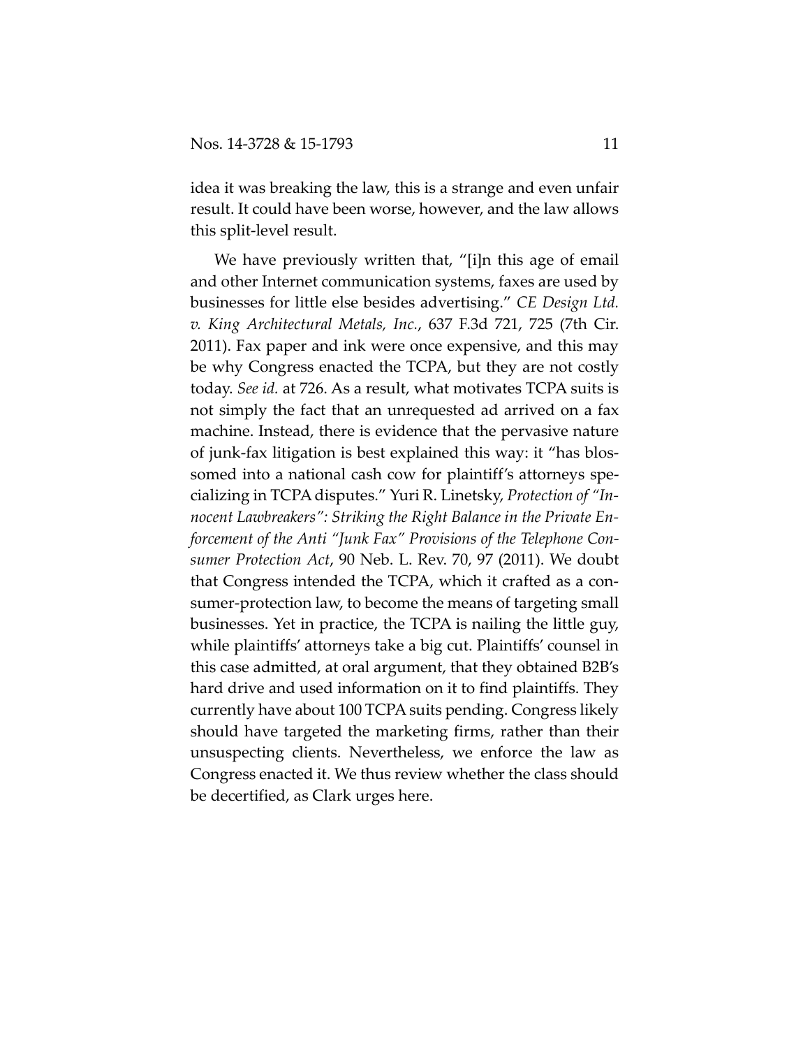idea it was breaking the law, this is a strange and even unfair result. It could have been worse, however, and the law allows this split-level result.

We have previously written that, "[i]n this age of email and other Internet communication systems, faxes are used by businesses for little else besides advertising." *CE Design Ltd. v. King Architectural Metals, Inc.*, 637 F.3d 721, 725 (7th Cir. 2011). Fax paper and ink were once expensive, and this may be why Congress enacted the TCPA, but they are not costly today. *See id.* at 726. As a result, what motivates TCPA suits is not simply the fact that an unrequested ad arrived on a fax machine. Instead, there is evidence that the pervasive nature of junk-fax litigation is best explained this way: it "has blossomed into a national cash cow for plaintiff's attorneys specializing in TCPA disputes." Yuri R. Linetsky, *Protection of "Innocent Lawbreakers": Striking the Right Balance in the Private Enforcement of the Anti "Junk Fax" Provisions of the Telephone Consumer Protection Act*, 90 Neb. L. Rev. 70, 97 (2011). We doubt that Congress intended the TCPA, which it crafted as a consumer-protection law, to become the means of targeting small businesses. Yet in practice, the TCPA is nailing the little guy, while plaintiffs' attorneys take a big cut. Plaintiffs' counsel in this case admitted, at oral argument, that they obtained B2B's hard drive and used information on it to find plaintiffs. They currently have about 100 TCPA suits pending. Congress likely should have targeted the marketing firms, rather than their unsuspecting clients. Nevertheless, we enforce the law as Congress enacted it. We thus review whether the class should be decertified, as Clark urges here.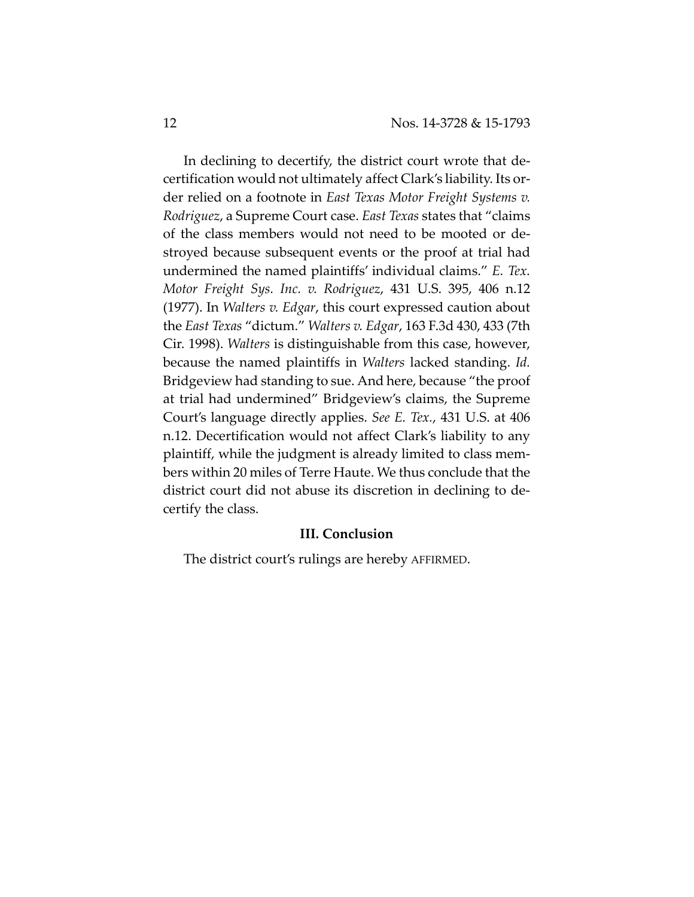In declining to decertify, the district court wrote that decertification would not ultimately affect Clark's liability. Its order relied on a footnote in *East Texas Motor Freight Systems v. Rodriguez*, a Supreme Court case. *East Texas* states that "claims of the class members would not need to be mooted or destroyed because subsequent events or the proof at trial had undermined the named plaintiffs' individual claims." *E. Tex. Motor Freight Sys. Inc. v. Rodriguez*, 431 U.S. 395, 406 n.12 (1977). In *Walters v. Edgar*, this court expressed caution about the *East Texas* "dictum." *Walters v. Edgar*, 163 F.3d 430, 433 (7th Cir. 1998). *Walters* is distinguishable from this case, however, because the named plaintiffs in *Walters* lacked standing. *Id.* Bridgeview had standing to sue. And here, because "the proof at trial had undermined" Bridgeview's claims, the Supreme Court's language directly applies. *See E. Tex.*, 431 U.S. at 406 n.12. Decertification would not affect Clark's liability to any plaintiff, while the judgment is already limited to class members within 20 miles of Terre Haute. We thus conclude that the district court did not abuse its discretion in declining to decertify the class.

### III. Conclusion

The district court's rulings are hereby AFFIRMED.